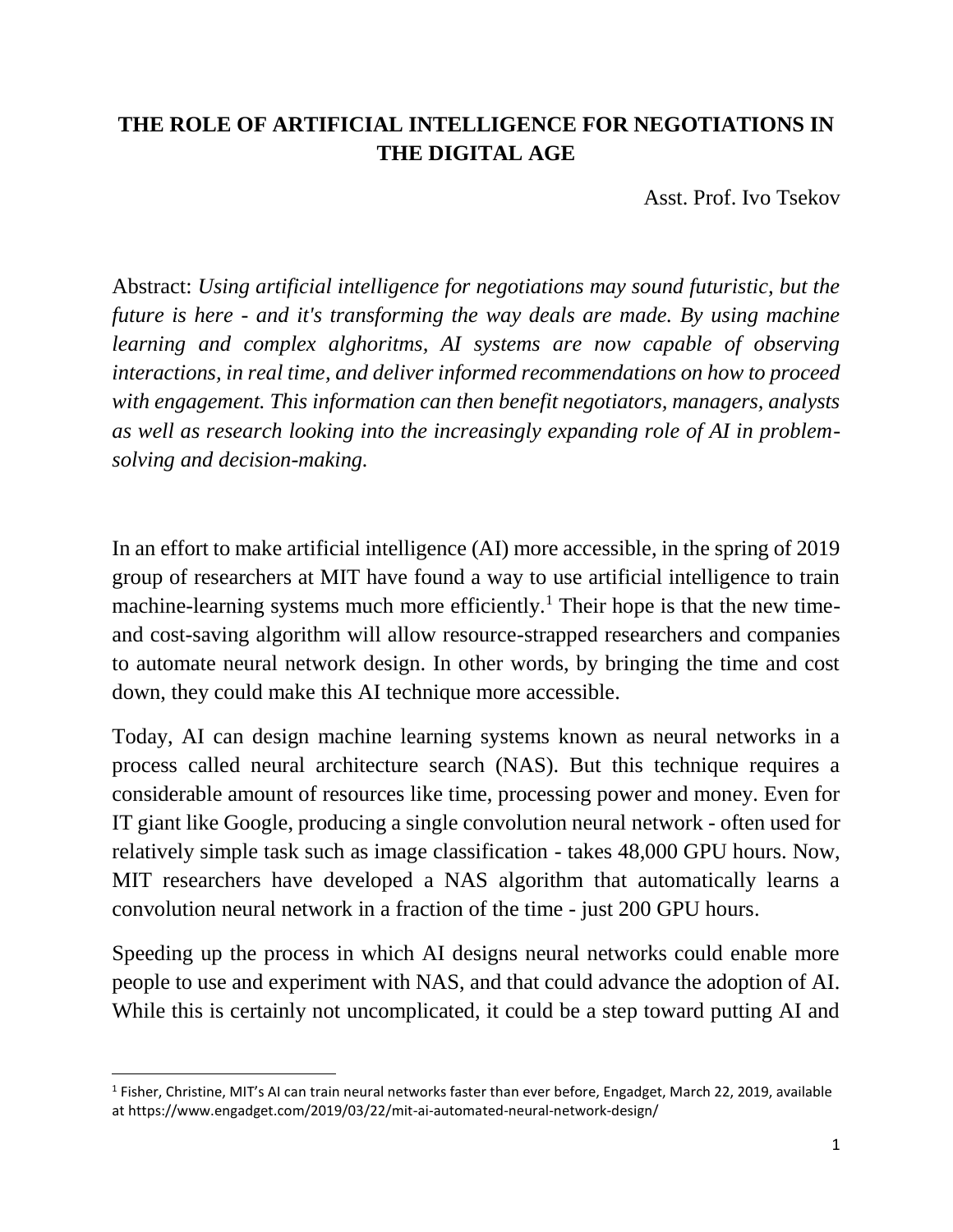# THE ROLE OF ARTIFICIAL INTELLIGENCE FOR NEGOTIATIONS IN THE DIGITAL AGE

Asst. Prof. Ivo Tsekov

Abstract: *Using artificial intelligence for negotiations may sound futuristic, but the future is here - and it's transforming the way deals are made. By using machine learning and complex alghoritms, AI systems are now capable of observing interactions, in real time, and deliver informed recommendations on how to proceed with engagement. This information can then benefit negotiators, managers, analysts as well as research looking into the increasingly expanding role of AI in problem-solving and decision-making.*

In an effort to make artificial intelligence (AI) more accessible, in the spring of 2019 group of researchers at MIT have found a way to use artificial intelligence to train machine-learning systems much more efficiently.[1] Their hope is that the new time- and cost-saving algorithm will allow resource-strapped researchers and companies to automate neural network design. In other words, by bringing the time and cost down, they could make this AI technique more accessible.

Today, AI can design machine learning systems known as neural networks in a process called neural architecture search (NAS). But this technique requires a considerable amount of resources like time, processing power and money. Even for IT giant like Google, producing a single convolution neural network - often used for relatively simple task such as image classification - takes 48,000 GPU hours. Now, MIT researchers have developed a NAS algorithm that automatically learns a convolution neural network in a fraction of the time - just 200 GPU hours.

Speeding up the process in which AI designs neural networks could enable more people to use and experiment with NAS, and that could advance the adoption of AI. While this is certainly not uncomplicated, it could be a step toward putting AI and

[1] Fisher, Christine, MIT's AI can train neural networks faster than ever before, Engadget, March 22, 2019, available at https://www.engadget.com/2019/03/22/mit-ai-automated-neural-network-design/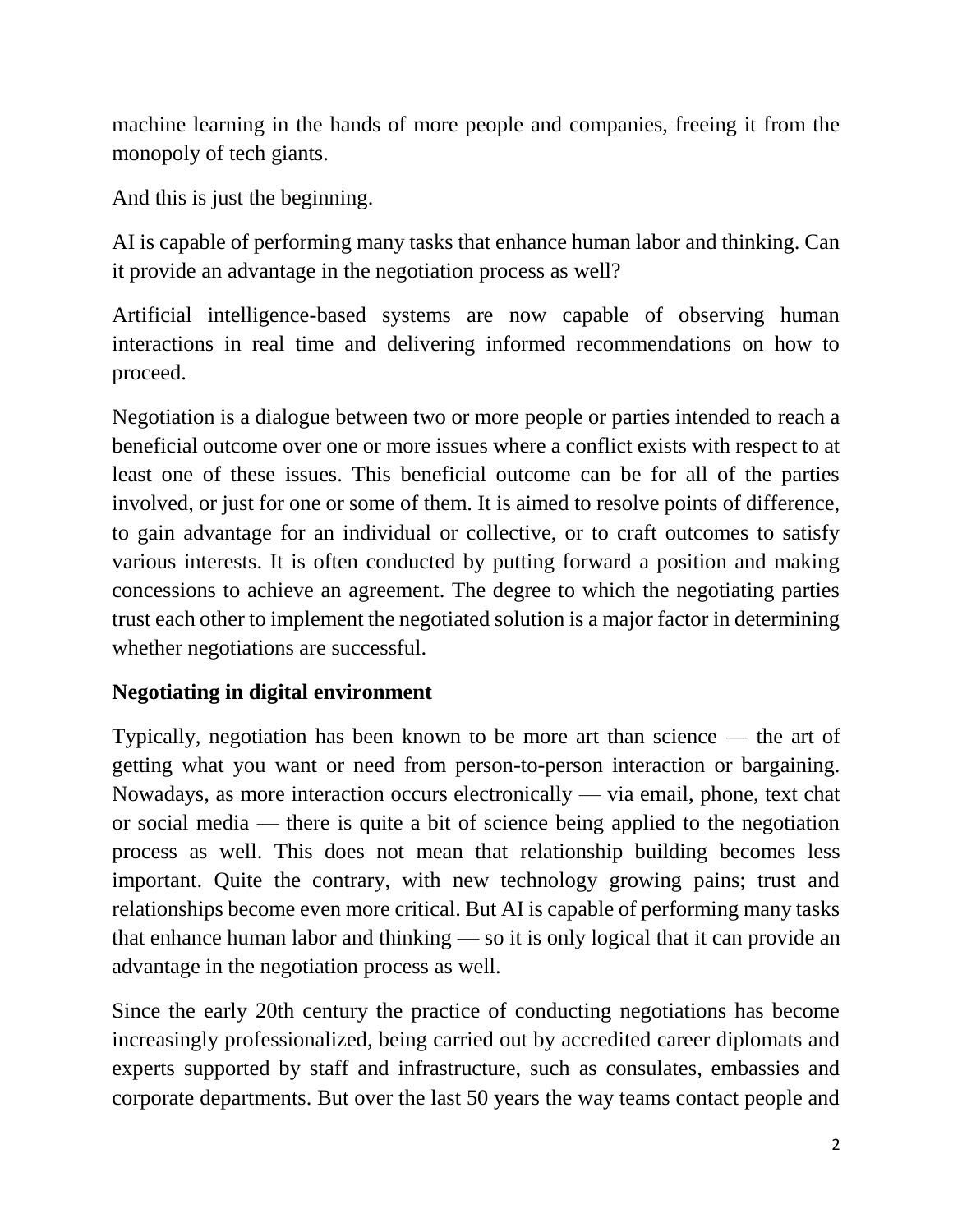machine learning in the hands of more people and companies, freeing it from the monopoly of tech giants.

And this is just the beginning.

AI is capable of performing many tasks that enhance human labor and thinking. Can it provide an advantage in the negotiation process as well?

Artificial intelligence-based systems are now capable of observing human interactions in real time and delivering informed recommendations on how to proceed.

Negotiation is a dialogue between two or more people or parties intended to reach a beneficial outcome over one or more issues where a conflict exists with respect to at least one of these issues. This beneficial outcome can be for all of the parties involved, or just for one or some of them. It is aimed to resolve points of difference, to gain advantage for an individual or collective, or to craft outcomes to satisfy various interests. It is often conducted by putting forward a position and making concessions to achieve an agreement. The degree to which the negotiating parties trust each other to implement the negotiated solution is a major factor in determining whether negotiations are successful.

## Negotiating in digital environment

Typically, negotiation has been known to be more art than science — the art of getting what you want or need from person-to-person interaction or bargaining. Nowadays, as more interaction occurs electronically — via email, phone, text chat or social media — there is quite a bit of science being applied to the negotiation process as well. This does not mean that relationship building becomes less important. Quite the contrary, with new technology growing pains; trust and relationships become even more critical. But AI is capable of performing many tasks that enhance human labor and thinking — so it is only logical that it can provide an advantage in the negotiation process as well.

Since the early 20th century the practice of conducting negotiations has become increasingly professionalized, being carried out by accredited career diplomats and experts supported by staff and infrastructure, such as consulates, embassies and corporate departments. But over the last 50 years the way teams contact people and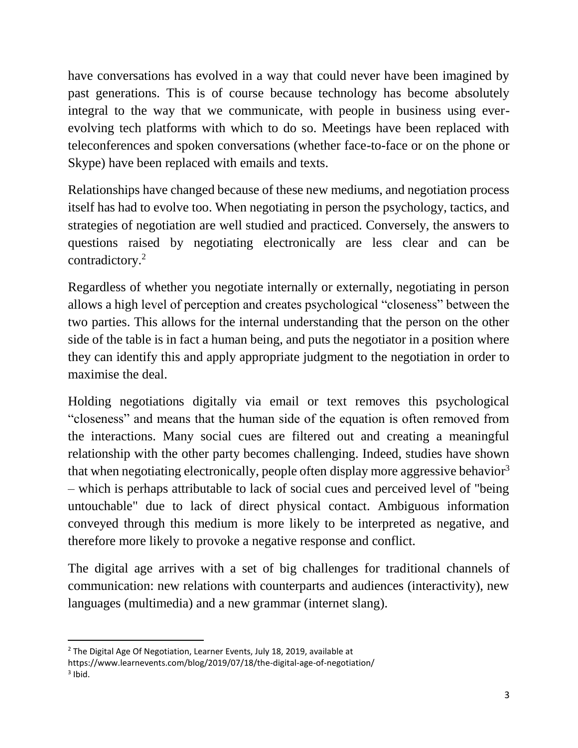have conversations has evolved in a way that could never have been imagined by past generations. This is of course because technology has become absolutely integral to the way that we communicate, with people in business using ever-evolving tech platforms with which to do so. Meetings have been replaced with teleconferences and spoken conversations (whether face-to-face or on the phone or Skype) have been replaced with emails and texts.

Relationships have changed because of these new mediums, and negotiation process itself has had to evolve too. When negotiating in person the psychology, tactics, and strategies of negotiation are well studied and practiced. Conversely, the answers to questions raised by negotiating electronically are less clear and can be contradictory.[2]

Regardless of whether you negotiate internally or externally, negotiating in person allows a high level of perception and creates psychological "closeness" between the two parties. This allows for the internal understanding that the person on the other side of the table is in fact a human being, and puts the negotiator in a position where they can identify this and apply appropriate judgment to the negotiation in order to maximise the deal.

Holding negotiations digitally via email or text removes this psychological "closeness" and means that the human side of the equation is often removed from the interactions. Many social cues are filtered out and creating a meaningful relationship with the other party becomes challenging. Indeed, studies have shown that when negotiating electronically, people often display more aggressive behavior[3] – which is perhaps attributable to lack of social cues and perceived level of "being untouchable" due to lack of direct physical contact. Ambiguous information conveyed through this medium is more likely to be interpreted as negative, and therefore more likely to provoke a negative response and conflict.

The digital age arrives with a set of big challenges for traditional channels of communication: new relations with counterparts and audiences (interactivity), new languages (multimedia) and a new grammar (internet slang).

---

[2] The Digital Age Of Negotiation, Learner Events, July 18, 2019, available at https://www.learnevents.com/blog/2019/07/18/the-digital-age-of-negotiation/

[3] Ibid.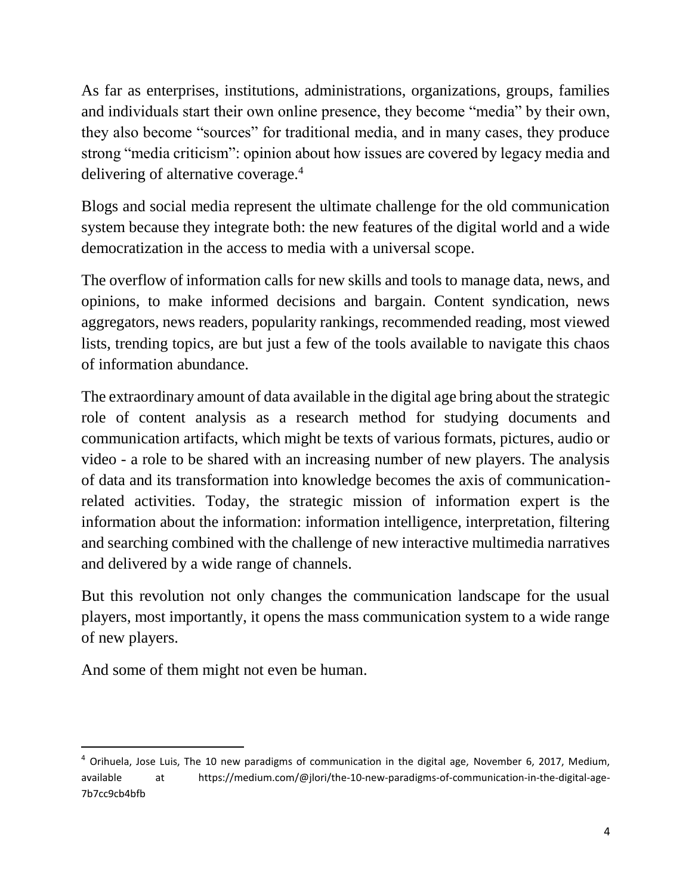As far as enterprises, institutions, administrations, organizations, groups, families and individuals start their own online presence, they become "media" by their own, they also become "sources" for traditional media, and in many cases, they produce strong "media criticism": opinion about how issues are covered by legacy media and delivering of alternative coverage.[4]

Blogs and social media represent the ultimate challenge for the old communication system because they integrate both: the new features of the digital world and a wide democratization in the access to media with a universal scope.

The overflow of information calls for new skills and tools to manage data, news, and opinions, to make informed decisions and bargain. Content syndication, news aggregators, news readers, popularity rankings, recommended reading, most viewed lists, trending topics, are but just a few of the tools available to navigate this chaos of information abundance.

The extraordinary amount of data available in the digital age bring about the strategic role of content analysis as a research method for studying documents and communication artifacts, which might be texts of various formats, pictures, audio or video - a role to be shared with an increasing number of new players. The analysis of data and its transformation into knowledge becomes the axis of communication-related activities. Today, the strategic mission of information expert is the information about the information: information intelligence, interpretation, filtering and searching combined with the challenge of new interactive multimedia narratives and delivered by a wide range of channels.

But this revolution not only changes the communication landscape for the usual players, most importantly, it opens the mass communication system to a wide range of new players.

And some of them might not even be human.

---

[4] Orihuela, Jose Luis, The 10 new paradigms of communication in the digital age, November 6, 2017, Medium, available at https://medium.com/@jlori/the-10-new-paradigms-of-communication-in-the-digital-age-7b7cc9cb4bfb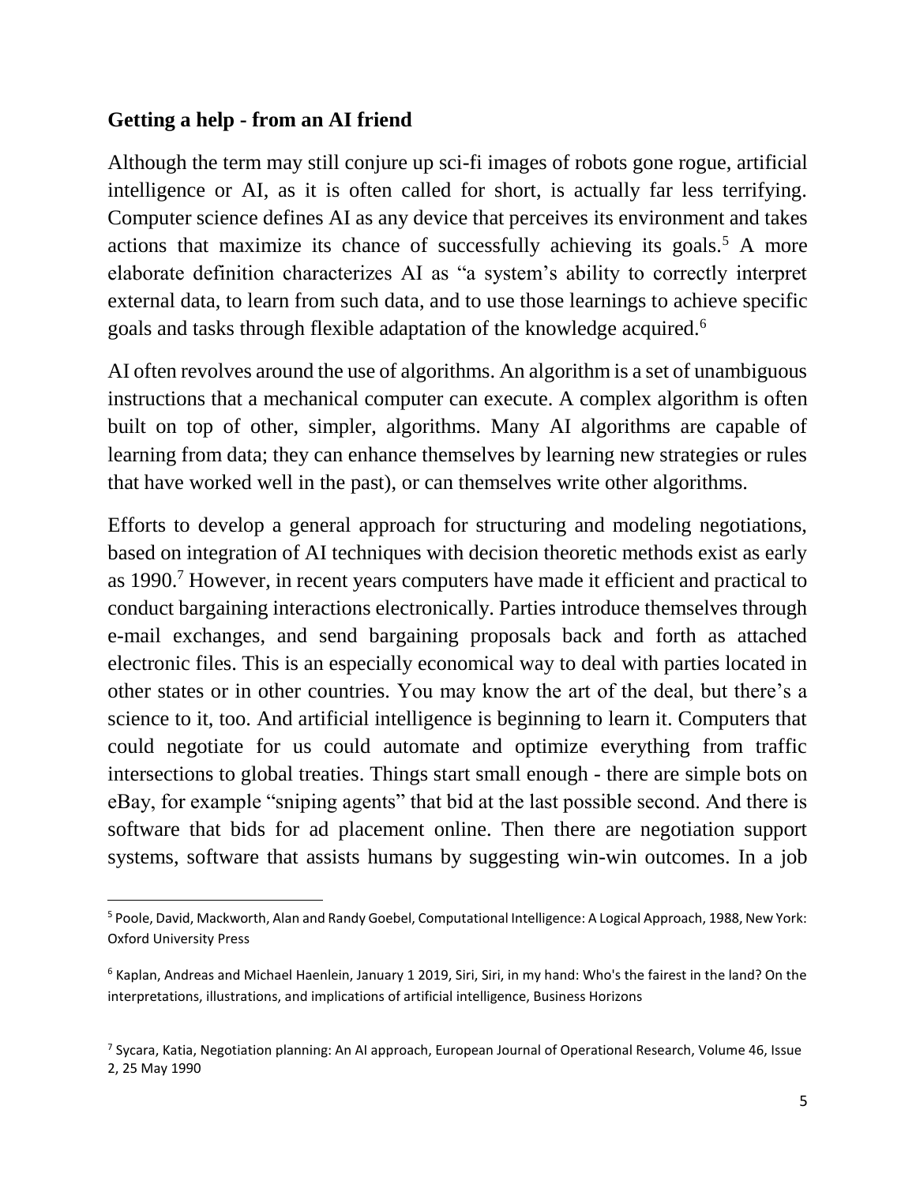### Getting a help - from an AI friend

Although the term may still conjure up sci-fi images of robots gone rogue, artificial intelligence or AI, as it is often called for short, is actually far less terrifying. Computer science defines AI as any device that perceives its environment and takes actions that maximize its chance of successfully achieving its goals.[5] A more elaborate definition characterizes AI as "a system's ability to correctly interpret external data, to learn from such data, and to use those learnings to achieve specific goals and tasks through flexible adaptation of the knowledge acquired.[6]

AI often revolves around the use of algorithms. An algorithm is a set of unambiguous instructions that a mechanical computer can execute. A complex algorithm is often built on top of other, simpler, algorithms. Many AI algorithms are capable of learning from data; they can enhance themselves by learning new strategies or rules that have worked well in the past), or can themselves write other algorithms.

Efforts to develop a general approach for structuring and modeling negotiations, based on integration of AI techniques with decision theoretic methods exist as early as 1990.[7] However, in recent years computers have made it efficient and practical to conduct bargaining interactions electronically. Parties introduce themselves through e-mail exchanges, and send bargaining proposals back and forth as attached electronic files. This is an especially economical way to deal with parties located in other states or in other countries. You may know the art of the deal, but there's a science to it, too. And artificial intelligence is beginning to learn it. Computers that could negotiate for us could automate and optimize everything from traffic intersections to global treaties. Things start small enough - there are simple bots on eBay, for example "sniping agents" that bid at the last possible second. And there is software that bids for ad placement online. Then there are negotiation support systems, software that assists humans by suggesting win-win outcomes. In a job

---

[5] Poole, David, Mackworth, Alan and Randy Goebel, Computational Intelligence: A Logical Approach, 1988, New York: Oxford University Press

[6] Kaplan, Andreas and Michael Haenlein, January 1 2019, Siri, Siri, in my hand: Who's the fairest in the land? On the interpretations, illustrations, and implications of artificial intelligence, Business Horizons

[7] Sycara, Katia, Negotiation planning: An AI approach, European Journal of Operational Research, Volume 46, Issue 2, 25 May 1990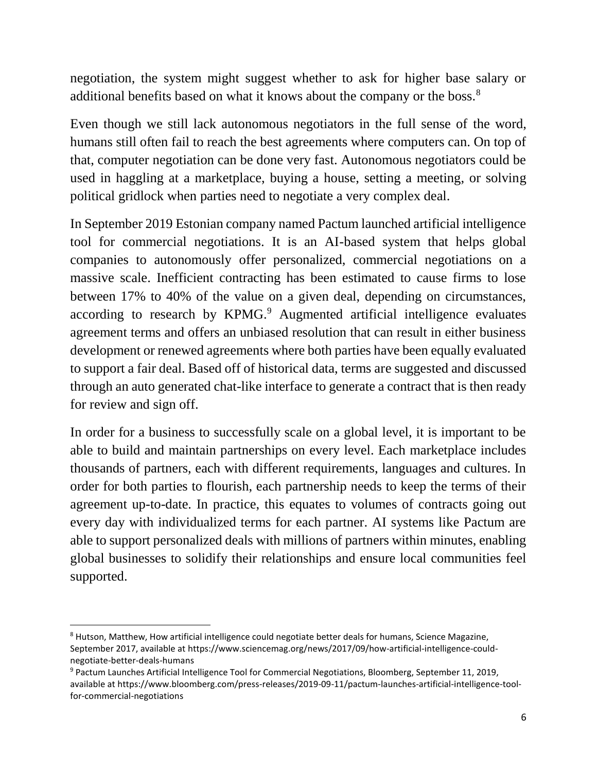negotiation, the system might suggest whether to ask for higher base salary or additional benefits based on what it knows about the company or the boss.[8]

Even though we still lack autonomous negotiators in the full sense of the word, humans still often fail to reach the best agreements where computers can. On top of that, computer negotiation can be done very fast. Autonomous negotiators could be used in haggling at a marketplace, buying a house, setting a meeting, or solving political gridlock when parties need to negotiate a very complex deal.

In September 2019 Estonian company named Pactum launched artificial intelligence tool for commercial negotiations. It is an AI-based system that helps global companies to autonomously offer personalized, commercial negotiations on a massive scale. Inefficient contracting has been estimated to cause firms to lose between 17% to 40% of the value on a given deal, depending on circumstances, according to research by KPMG.[9] Augmented artificial intelligence evaluates agreement terms and offers an unbiased resolution that can result in either business development or renewed agreements where both parties have been equally evaluated to support a fair deal. Based off of historical data, terms are suggested and discussed through an auto generated chat-like interface to generate a contract that is then ready for review and sign off.

In order for a business to successfully scale on a global level, it is important to be able to build and maintain partnerships on every level. Each marketplace includes thousands of partners, each with different requirements, languages and cultures. In order for both parties to flourish, each partnership needs to keep the terms of their agreement up-to-date. In practice, this equates to volumes of contracts going out every day with individualized terms for each partner. AI systems like Pactum are able to support personalized deals with millions of partners within minutes, enabling global businesses to solidify their relationships and ensure local communities feel supported.

---

[8] Hutson, Matthew, How artificial intelligence could negotiate better deals for humans, Science Magazine, September 2017, available at https://www.sciencemag.org/news/2017/09/how-artificial-intelligence-could-negotiate-better-deals-humans

[9] Pactum Launches Artificial Intelligence Tool for Commercial Negotiations, Bloomberg, September 11, 2019, available at https://www.bloomberg.com/press-releases/2019-09-11/pactum-launches-artificial-intelligence-tool-for-commercial-negotiations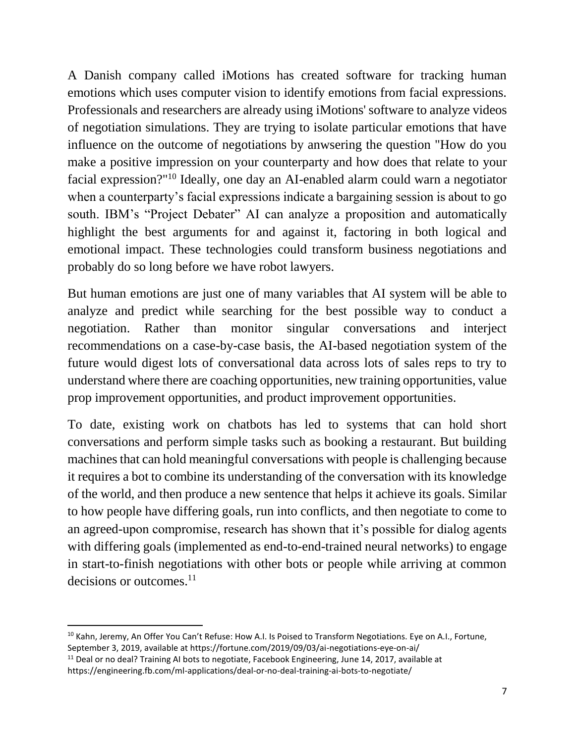A Danish company called iMotions has created software for tracking human emotions which uses computer vision to identify emotions from facial expressions. Professionals and researchers are already using iMotions' software to analyze videos of negotiation simulations. They are trying to isolate particular emotions that have influence on the outcome of negotiations by anwsering the question "How do you make a positive impression on your counterparty and how does that relate to your facial expression?"[10] Ideally, one day an AI-enabled alarm could warn a negotiator when a counterparty's facial expressions indicate a bargaining session is about to go south. IBM's "Project Debater" AI can analyze a proposition and automatically highlight the best arguments for and against it, factoring in both logical and emotional impact. These technologies could transform business negotiations and probably do so long before we have robot lawyers.

But human emotions are just one of many variables that AI system will be able to analyze and predict while searching for the best possible way to conduct a negotiation. Rather than monitor singular conversations and interject recommendations on a case-by-case basis, the AI-based negotiation system of the future would digest lots of conversational data across lots of sales reps to try to understand where there are coaching opportunities, new training opportunities, value prop improvement opportunities, and product improvement opportunities.

To date, existing work on chatbots has led to systems that can hold short conversations and perform simple tasks such as booking a restaurant. But building machines that can hold meaningful conversations with people is challenging because it requires a bot to combine its understanding of the conversation with its knowledge of the world, and then produce a new sentence that helps it achieve its goals. Similar to how people have differing goals, run into conflicts, and then negotiate to come to an agreed-upon compromise, research has shown that it's possible for dialog agents with differing goals (implemented as end-to-end-trained neural networks) to engage in start-to-finish negotiations with other bots or people while arriving at common decisions or outcomes.[11]

---

[10] Kahn, Jeremy, An Offer You Can't Refuse: How A.I. Is Poised to Transform Negotiations. Eye on A.I., Fortune, September 3, 2019, available at https://fortune.com/2019/09/03/ai-negotiations-eye-on-ai/

[11] Deal or no deal? Training AI bots to negotiate, Facebook Engineering, June 14, 2017, available at https://engineering.fb.com/ml-applications/deal-or-no-deal-training-ai-bots-to-negotiate/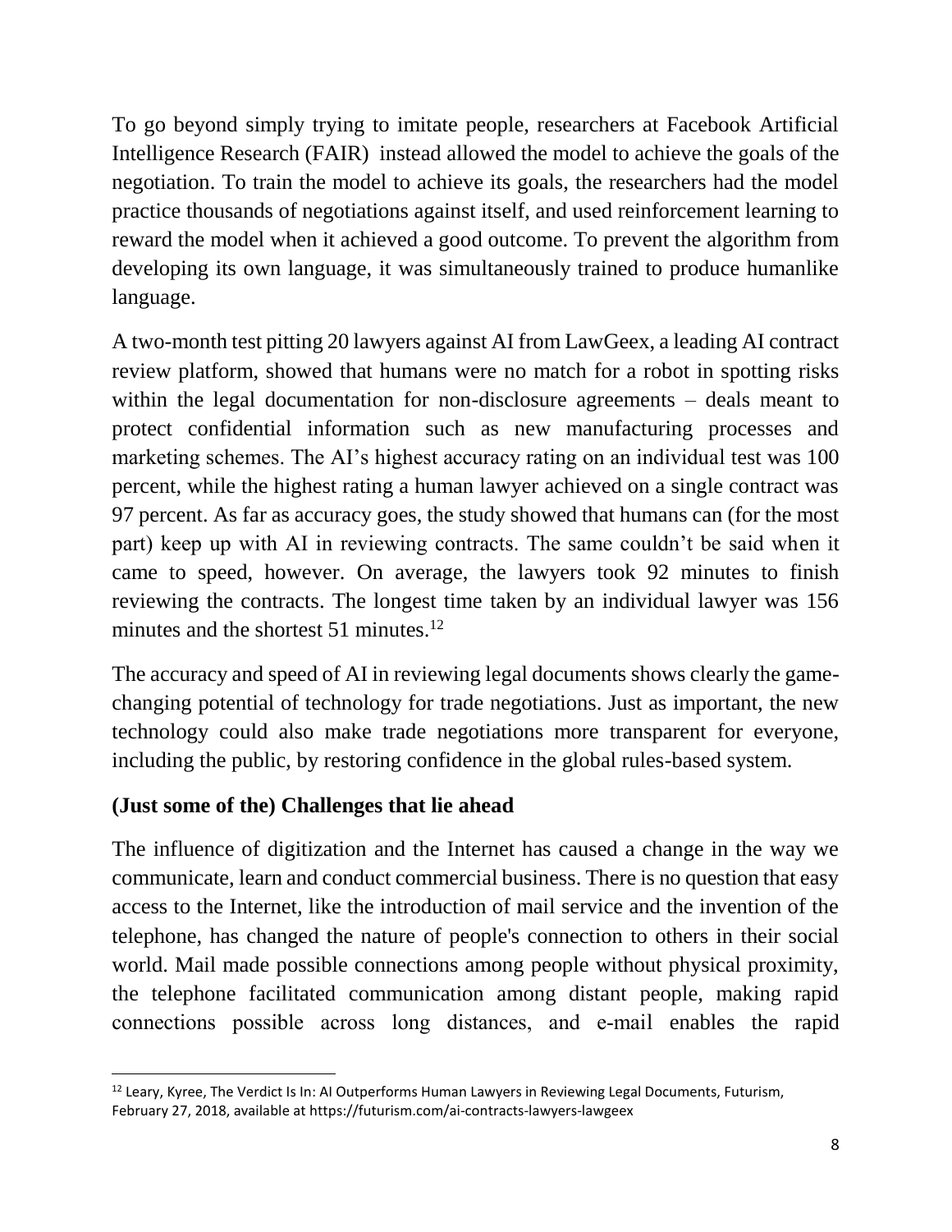To go beyond simply trying to imitate people, researchers at Facebook Artificial Intelligence Research (FAIR) instead allowed the model to achieve the goals of the negotiation. To train the model to achieve its goals, the researchers had the model practice thousands of negotiations against itself, and used reinforcement learning to reward the model when it achieved a good outcome. To prevent the algorithm from developing its own language, it was simultaneously trained to produce humanlike language.

A two-month test pitting 20 lawyers against AI from LawGeex, a leading AI contract review platform, showed that humans were no match for a robot in spotting risks within the legal documentation for non-disclosure agreements – deals meant to protect confidential information such as new manufacturing processes and marketing schemes. The AI's highest accuracy rating on an individual test was 100 percent, while the highest rating a human lawyer achieved on a single contract was 97 percent. As far as accuracy goes, the study showed that humans can (for the most part) keep up with AI in reviewing contracts. The same couldn't be said when it came to speed, however. On average, the lawyers took 92 minutes to finish reviewing the contracts. The longest time taken by an individual lawyer was 156 minutes and the shortest 51 minutes.[12]

The accuracy and speed of AI in reviewing legal documents shows clearly the game-changing potential of technology for trade negotiations. Just as important, the new technology could also make trade negotiations more transparent for everyone, including the public, by restoring confidence in the global rules-based system.

## (Just some of the) Challenges that lie ahead

The influence of digitization and the Internet has caused a change in the way we communicate, learn and conduct commercial business. There is no question that easy access to the Internet, like the introduction of mail service and the invention of the telephone, has changed the nature of people's connection to others in their social world. Mail made possible connections among people without physical proximity, the telephone facilitated communication among distant people, making rapid connections possible across long distances, and e-mail enables the rapid

---

[12] Leary, Kyree, The Verdict Is In: AI Outperforms Human Lawyers in Reviewing Legal Documents, Futurism, February 27, 2018, available at https://futurism.com/ai-contracts-lawyers-lawgeex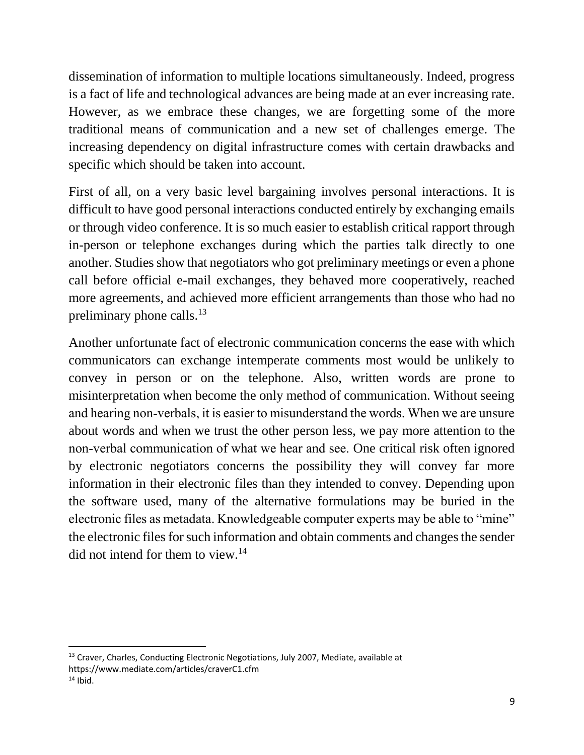dissemination of information to multiple locations simultaneously. Indeed, progress is a fact of life and technological advances are being made at an ever increasing rate. However, as we embrace these changes, we are forgetting some of the more traditional means of communication and a new set of challenges emerge. The increasing dependency on digital infrastructure comes with certain drawbacks and specific which should be taken into account.

First of all, on a very basic level bargaining involves personal interactions. It is difficult to have good personal interactions conducted entirely by exchanging emails or through video conference. It is so much easier to establish critical rapport through in-person or telephone exchanges during which the parties talk directly to one another. Studies show that negotiators who got preliminary meetings or even a phone call before official e-mail exchanges, they behaved more cooperatively, reached more agreements, and achieved more efficient arrangements than those who had no preliminary phone calls.[13]

Another unfortunate fact of electronic communication concerns the ease with which communicators can exchange intemperate comments most would be unlikely to convey in person or on the telephone. Also, written words are prone to misinterpretation when become the only method of communication. Without seeing and hearing non-verbals, it is easier to misunderstand the words. When we are unsure about words and when we trust the other person less, we pay more attention to the non-verbal communication of what we hear and see. One critical risk often ignored by electronic negotiators concerns the possibility they will convey far more information in their electronic files than they intended to convey. Depending upon the software used, many of the alternative formulations may be buried in the electronic files as metadata. Knowledgeable computer experts may be able to "mine" the electronic files for such information and obtain comments and changes the sender did not intend for them to view.[14]

---

[13] Craver, Charles, Conducting Electronic Negotiations, July 2007, Mediate, available at https://www.mediate.com/articles/craverC1.cfm

[14] Ibid.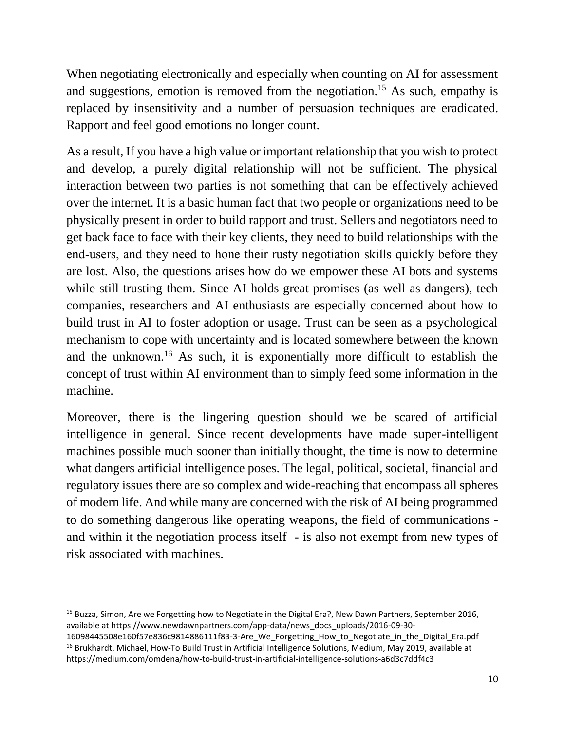When negotiating electronically and especially when counting on AI for assessment and suggestions, emotion is removed from the negotiation.[15] As such, empathy is replaced by insensitivity and a number of persuasion techniques are eradicated. Rapport and feel good emotions no longer count.

As a result, If you have a high value or important relationship that you wish to protect and develop, a purely digital relationship will not be sufficient. The physical interaction between two parties is not something that can be effectively achieved over the internet. It is a basic human fact that two people or organizations need to be physically present in order to build rapport and trust. Sellers and negotiators need to get back face to face with their key clients, they need to build relationships with the end-users, and they need to hone their rusty negotiation skills quickly before they are lost. Also, the questions arises how do we empower these AI bots and systems while still trusting them. Since AI holds great promises (as well as dangers), tech companies, researchers and AI enthusiasts are especially concerned about how to build trust in AI to foster adoption or usage. Trust can be seen as a psychological mechanism to cope with uncertainty and is located somewhere between the known and the unknown.[16] As such, it is exponentially more difficult to establish the concept of trust within AI environment than to simply feed some information in the machine.

Moreover, there is the lingering question should we be scared of artificial intelligence in general. Since recent developments have made super-intelligent machines possible much sooner than initially thought, the time is now to determine what dangers artificial intelligence poses. The legal, political, societal, financial and regulatory issues there are so complex and wide-reaching that encompass all spheres of modern life. And while many are concerned with the risk of AI being programmed to do something dangerous like operating weapons, the field of communications - and within it the negotiation process itself - is also not exempt from new types of risk associated with machines.

---

[15] Buzza, Simon, Are we Forgetting how to Negotiate in the Digital Era?, New Dawn Partners, September 2016, available at https://www.newdawnpartners.com/app-data/news_docs_uploads/2016-09-30-16098445508e160f57e836c9814886111f83-3-Are_We_Forgetting_How_to_Negotiate_in_the_Digital_Era.pdf

[16] Brukhardt, Michael, How-To Build Trust in Artificial Intelligence Solutions, Medium, May 2019, available at https://medium.com/omdena/how-to-build-trust-in-artificial-intelligence-solutions-a6d3c7ddf4c3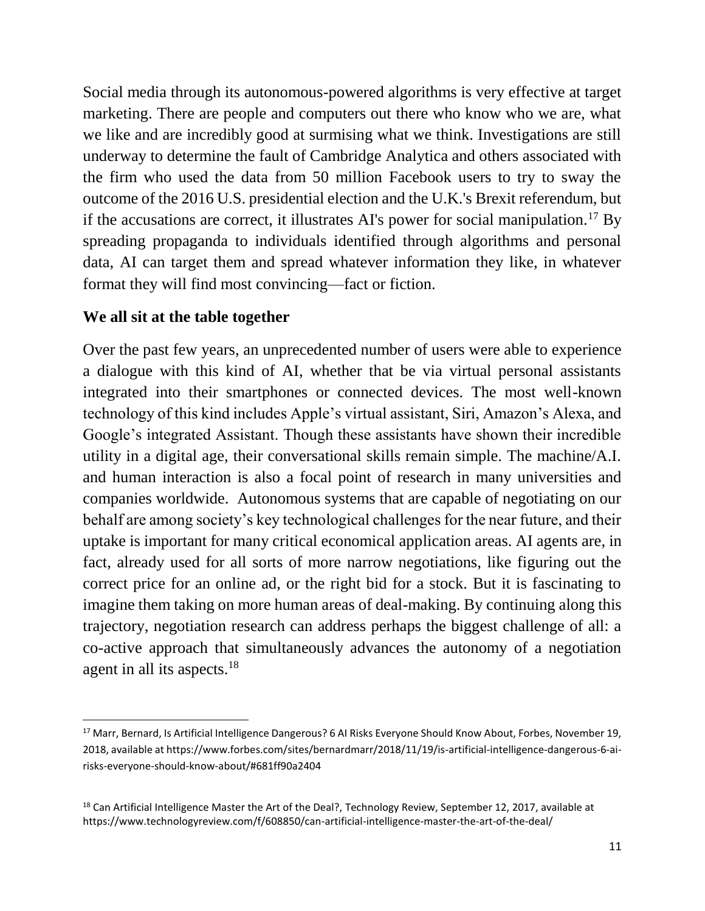Social media through its autonomous-powered algorithms is very effective at target marketing. There are people and computers out there who know who we are, what we like and are incredibly good at surmising what we think. Investigations are still underway to determine the fault of Cambridge Analytica and others associated with the firm who used the data from 50 million Facebook users to try to sway the outcome of the 2016 U.S. presidential election and the U.K.'s Brexit referendum, but if the accusations are correct, it illustrates AI's power for social manipulation.[17] By spreading propaganda to individuals identified through algorithms and personal data, AI can target them and spread whatever information they like, in whatever format they will find most convincing—fact or fiction.

**We all sit at the table together**

Over the past few years, an unprecedented number of users were able to experience a dialogue with this kind of AI, whether that be via virtual personal assistants integrated into their smartphones or connected devices. The most well-known technology of this kind includes Apple's virtual assistant, Siri, Amazon's Alexa, and Google's integrated Assistant. Though these assistants have shown their incredible utility in a digital age, their conversational skills remain simple. The machine/A.I. and human interaction is also a focal point of research in many universities and companies worldwide. Autonomous systems that are capable of negotiating on our behalf are among society's key technological challenges for the near future, and their uptake is important for many critical economical application areas. AI agents are, in fact, already used for all sorts of more narrow negotiations, like figuring out the correct price for an online ad, or the right bid for a stock. But it is fascinating to imagine them taking on more human areas of deal-making. By continuing along this trajectory, negotiation research can address perhaps the biggest challenge of all: a co-active approach that simultaneously advances the autonomy of a negotiation agent in all its aspects.[18]

---

[17] Marr, Bernard, Is Artificial Intelligence Dangerous? 6 AI Risks Everyone Should Know About, Forbes, November 19, 2018, available at https://www.forbes.com/sites/bernardmarr/2018/11/19/is-artificial-intelligence-dangerous-6-ai-risks-everyone-should-know-about/#681ff90a2404

[18] Can Artificial Intelligence Master the Art of the Deal?, Technology Review, September 12, 2017, available at https://www.technologyreview.com/f/608850/can-artificial-intelligence-master-the-art-of-the-deal/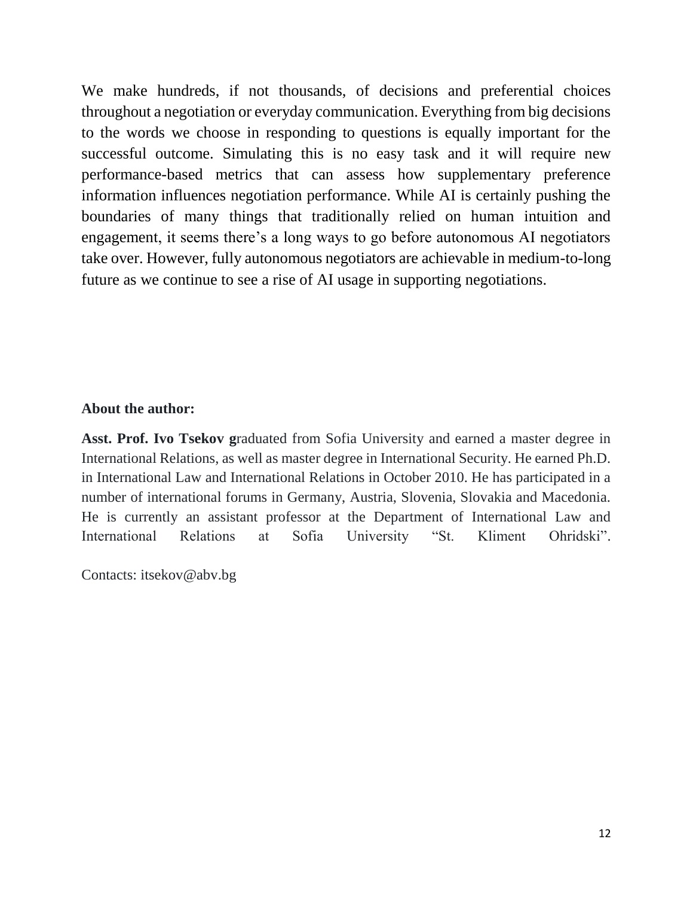We make hundreds, if not thousands, of decisions and preferential choices throughout a negotiation or everyday communication. Everything from big decisions to the words we choose in responding to questions is equally important for the successful outcome. Simulating this is no easy task and it will require new performance-based metrics that can assess how supplementary preference information influences negotiation performance. While AI is certainly pushing the boundaries of many things that traditionally relied on human intuition and engagement, it seems there's a long ways to go before autonomous AI negotiators take over. However, fully autonomous negotiators are achievable in medium-to-long future as we continue to see a rise of AI usage in supporting negotiations.

**About the author:**

**Asst. Prof. Ivo Tsekov g**raduated from Sofia University and earned a master degree in International Relations, as well as master degree in International Security. He earned Ph.D. in International Law and International Relations in October 2010. He has participated in a number of international forums in Germany, Austria, Slovenia, Slovakia and Macedonia. He is currently an assistant professor at the Department of International Law and International Relations at Sofia University "St. Kliment Ohridski".

Contacts: itsekov@abv.bg